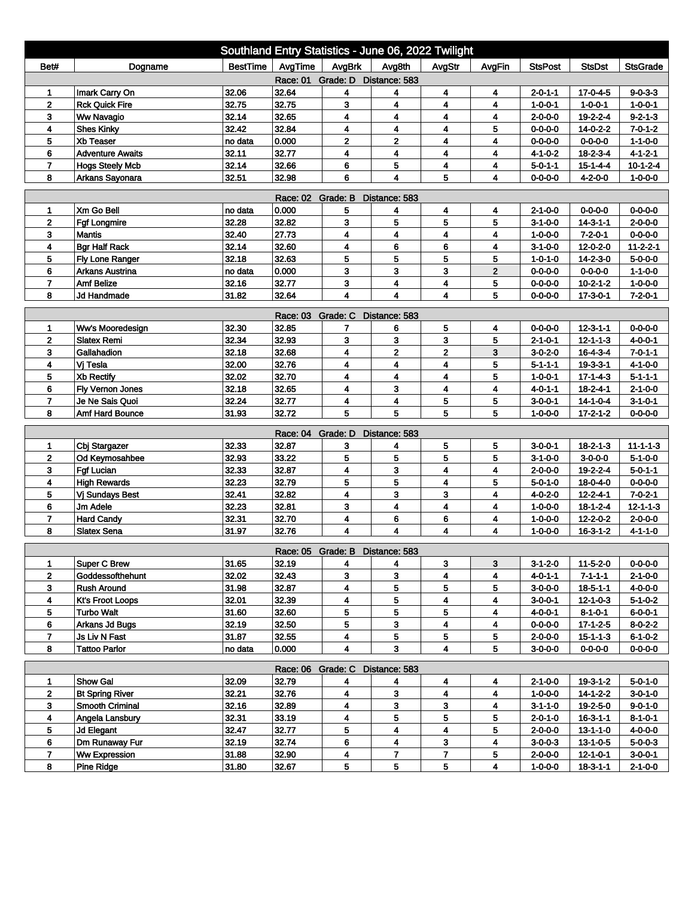# Southland Entry Statistics - June 06, 2022 Twilight

| Bet# | Dogname | BestTime | AvgTime | AvgBrk | Avg8th | AvgStr | AvgFin | StsPost | StsDst | StsGrade |
|---|---|---|---|---|---|---|---|---|---|---|
| **Race: 01 Grade: D Distance: 583** | | | | | | | | | | |
| 1 | Imark Carry On | 32.06 | 32.64 | 4 | 4 | 4 | 4 | 2-0-1-1 | 17-0-4-5 | 9-0-3-3 |
| 2 | Rck Quick Fire | 32.75 | 32.75 | 3 | 4 | 4 | 4 | 1-0-0-1 | 1-0-0-1 | 1-0-0-1 |
| 3 | Ww Navagio | 32.14 | 32.65 | 4 | 4 | 4 | 4 | 2-0-0-0 | 19-2-2-4 | 9-2-1-3 |
| 4 | Shes Kinky | 32.42 | 32.84 | 4 | 4 | 4 | 5 | 0-0-0-0 | 14-0-2-2 | 7-0-1-2 |
| 5 | Xb Teaser | no data | 0.000 | 2 | 2 | 4 | 4 | 0-0-0-0 | 0-0-0-0 | 1-1-0-0 |
| 6 | Adventure Awaits | 32.11 | 32.77 | 4 | 4 | 4 | 4 | 4-1-0-2 | 18-2-3-4 | 4-1-2-1 |
| 7 | Hogs Steely Mcb | 32.14 | 32.66 | 6 | 5 | 4 | 4 | 5-0-1-1 | 15-1-4-4 | 10-1-2-4 |
| 8 | Arkans Sayonara | 32.51 | 32.98 | 6 | 4 | 5 | 4 | 0-0-0-0 | 4-2-0-0 | 1-0-0-0 |
| **Race: 02 Grade: B Distance: 583** | | | | | | | | | | |
| 1 | Xm Go Bell | no data | 0.000 | 5 | 4 | 4 | 4 | 2-1-0-0 | 0-0-0-0 | 0-0-0-0 |
| 2 | Fgf Longmire | 32.28 | 32.82 | 3 | 5 | 5 | 5 | 3-1-0-0 | 14-3-1-1 | 2-0-0-0 |
| 3 | Mantis | 32.40 | 27.73 | 4 | 4 | 4 | 4 | 1-0-0-0 | 7-2-0-1 | 0-0-0-0 |
| 4 | Bgr Half Rack | 32.14 | 32.60 | 4 | 6 | 6 | 4 | 3-1-0-0 | 12-0-2-0 | 11-2-2-1 |
| 5 | Fly Lone Ranger | 32.18 | 32.63 | 5 | 5 | 5 | 5 | 1-0-1-0 | 14-2-3-0 | 5-0-0-0 |
| 6 | Arkans Austrina | no data | 0.000 | 3 | 3 | 3 | 2 | 0-0-0-0 | 0-0-0-0 | 1-1-0-0 |
| 7 | Amf Belize | 32.16 | 32.77 | 3 | 4 | 4 | 5 | 0-0-0-0 | 10-2-1-2 | 1-0-0-0 |
| 8 | Jd Handmade | 31.82 | 32.64 | 4 | 4 | 4 | 5 | 0-0-0-0 | 17-3-0-1 | 7-2-0-1 |
| **Race: 03 Grade: C Distance: 583** | | | | | | | | | | |
| 1 | Ww's Mooredesign | 32.30 | 32.85 | 7 | 6 | 5 | 4 | 0-0-0-0 | 12-3-1-1 | 0-0-0-0 |
| 2 | Slatex Remi | 32.34 | 32.93 | 3 | 3 | 3 | 5 | 2-1-0-1 | 12-1-1-3 | 4-0-0-1 |
| 3 | Gallahadion | 32.18 | 32.68 | 4 | 2 | 2 | 3 | 3-0-2-0 | 16-4-3-4 | 7-0-1-1 |
| 4 | Vj Tesla | 32.00 | 32.76 | 4 | 4 | 4 | 5 | 5-1-1-1 | 19-3-3-1 | 4-1-0-0 |
| 5 | Xb Rectify | 32.02 | 32.70 | 4 | 4 | 4 | 5 | 1-0-0-1 | 17-1-4-3 | 5-1-1-1 |
| 6 | Fly Vernon Jones | 32.18 | 32.65 | 4 | 3 | 4 | 4 | 4-0-1-1 | 18-2-4-1 | 2-1-0-0 |
| 7 | Je Ne Sais Quoi | 32.24 | 32.77 | 4 | 4 | 5 | 5 | 3-0-0-1 | 14-1-0-4 | 3-1-0-1 |
| 8 | Amf Hard Bounce | 31.93 | 32.72 | 5 | 5 | 5 | 5 | 1-0-0-0 | 17-2-1-2 | 0-0-0-0 |
| **Race: 04 Grade: D Distance: 583** | | | | | | | | | | |
| 1 | Cbj Stargazer | 32.33 | 32.87 | 3 | 4 | 5 | 5 | 3-0-0-1 | 18-2-1-3 | 11-1-1-3 |
| 2 | Od Keymosahbee | 32.93 | 33.22 | 5 | 5 | 5 | 5 | 3-1-0-0 | 3-0-0-0 | 5-1-0-0 |
| 3 | Fgf Lucian | 32.33 | 32.87 | 4 | 3 | 4 | 4 | 2-0-0-0 | 19-2-2-4 | 5-0-1-1 |
| 4 | High Rewards | 32.23 | 32.79 | 5 | 5 | 4 | 5 | 5-0-1-0 | 18-0-4-0 | 0-0-0-0 |
| 5 | Vj Sundays Best | 32.41 | 32.82 | 4 | 3 | 3 | 4 | 4-0-2-0 | 12-2-4-1 | 7-0-2-1 |
| 6 | Jm Adele | 32.23 | 32.81 | 3 | 4 | 4 | 4 | 1-0-0-0 | 18-1-2-4 | 12-1-1-3 |
| 7 | Hard Candy | 32.31 | 32.70 | 4 | 6 | 6 | 4 | 1-0-0-0 | 12-2-0-2 | 2-0-0-0 |
| 8 | Slatex Sena | 31.97 | 32.76 | 4 | 4 | 4 | 4 | 1-0-0-0 | 16-3-1-2 | 4-1-1-0 |
| **Race: 05 Grade: B Distance: 583** | | | | | | | | | | |
| 1 | Super C Brew | 31.65 | 32.19 | 4 | 4 | 3 | 3 | 3-1-2-0 | 11-5-2-0 | 0-0-0-0 |
| 2 | Goddessofthehunt | 32.02 | 32.43 | 3 | 3 | 4 | 4 | 4-0-1-1 | 7-1-1-1 | 2-1-0-0 |
| 3 | Rush Around | 31.98 | 32.87 | 4 | 5 | 5 | 5 | 3-0-0-0 | 18-5-1-1 | 4-0-0-0 |
| 4 | Kt's Froot Loops | 32.01 | 32.39 | 4 | 5 | 4 | 4 | 3-0-0-1 | 12-1-0-3 | 5-1-0-2 |
| 5 | Turbo Walt | 31.60 | 32.60 | 5 | 5 | 5 | 4 | 4-0-0-1 | 8-1-0-1 | 6-0-0-1 |
| 6 | Arkans Jd Bugs | 32.19 | 32.50 | 5 | 3 | 4 | 4 | 0-0-0-0 | 17-1-2-5 | 8-0-2-2 |
| 7 | Js Liv N Fast | 31.87 | 32.55 | 4 | 5 | 5 | 5 | 2-0-0-0 | 15-1-1-3 | 6-1-0-2 |
| 8 | Tattoo Parlor | no data | 0.000 | 4 | 3 | 4 | 5 | 3-0-0-0 | 0-0-0-0 | 0-0-0-0 |
| **Race: 06 Grade: C Distance: 583** | | | | | | | | | | |
| 1 | Show Gal | 32.09 | 32.79 | 4 | 4 | 4 | 4 | 2-1-0-0 | 19-3-1-2 | 5-0-1-0 |
| 2 | Bt Spring River | 32.21 | 32.76 | 4 | 3 | 4 | 4 | 1-0-0-0 | 14-1-2-2 | 3-0-1-0 |
| 3 | Smooth Criminal | 32.16 | 32.89 | 4 | 3 | 3 | 4 | 3-1-1-0 | 19-2-5-0 | 9-0-1-0 |
| 4 | Angela Lansbury | 32.31 | 33.19 | 4 | 5 | 5 | 5 | 2-0-1-0 | 16-3-1-1 | 8-1-0-1 |
| 5 | Jd Elegant | 32.47 | 32.77 | 5 | 4 | 4 | 5 | 2-0-0-0 | 13-1-1-0 | 4-0-0-0 |
| 6 | Dm Runaway Fur | 32.19 | 32.74 | 6 | 4 | 3 | 4 | 3-0-0-3 | 13-1-0-5 | 5-0-0-3 |
| 7 | Ww Expression | 31.88 | 32.90 | 4 | 7 | 7 | 5 | 2-0-0-0 | 12-1-0-1 | 3-0-0-1 |
| 8 | Pine Ridge | 31.80 | 32.67 | 5 | 5 | 5 | 4 | 1-0-0-0 | 18-3-1-1 | 2-1-0-0 |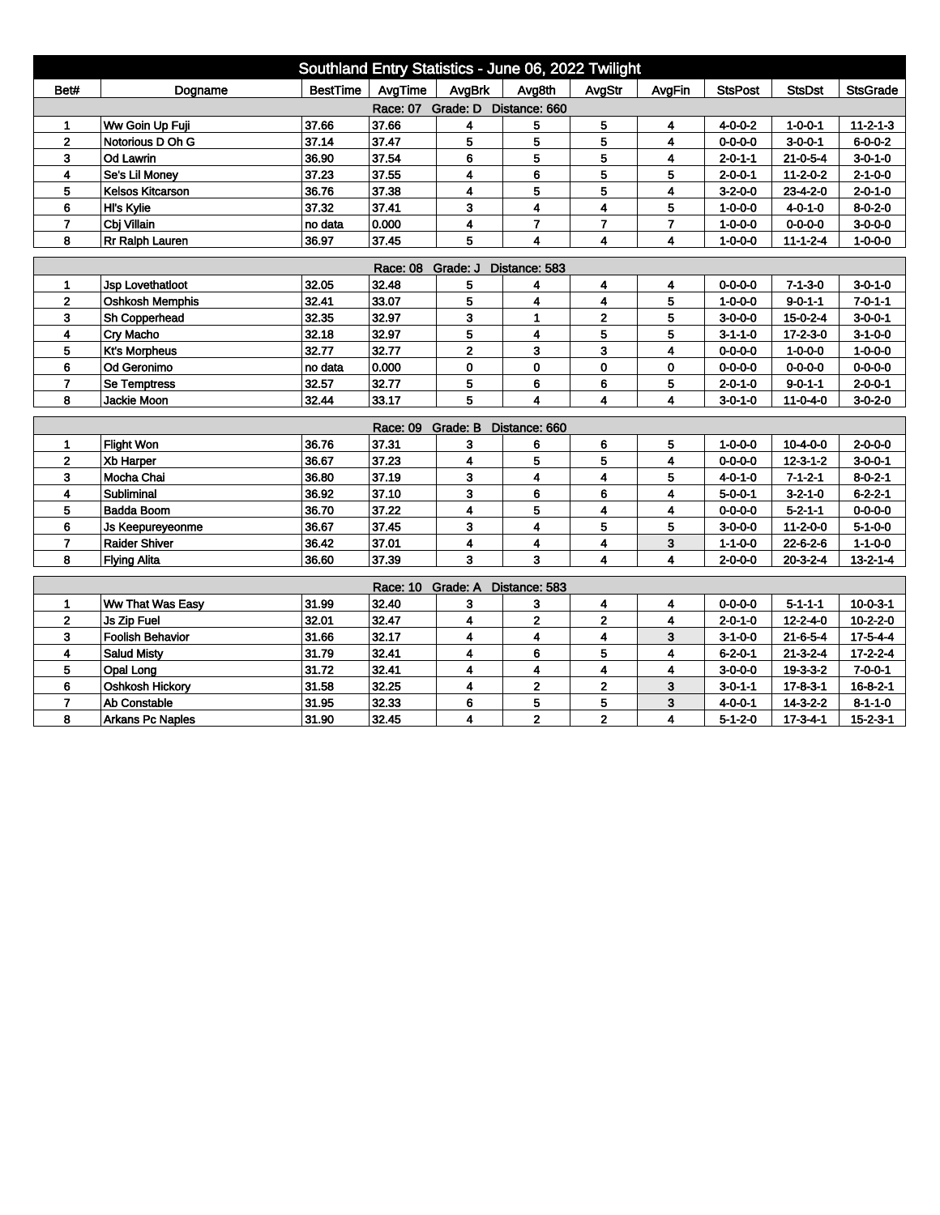| Southland Entry Statistics - June 06, 2022 Twilight | | | | | | | | | | |
|---|---|---|---|---|---|---|---|---|---|---|
| Bet# | Dogname | BestTime | AvgTime | AvgBrk | Avg8th | AvgStr | AvgFin | StsPost | StsDst | StsGrade |
| Race: 07 Grade: D Distance: 660 | | | | | | | | | | |
| 1 | Ww Goin Up Fuji | 37.66 | 37.66 | 4 | 5 | 5 | 4 | 4-0-0-2 | 1-0-0-1 | 11-2-1-3 |
| 2 | Notorious D Oh G | 37.14 | 37.47 | 5 | 5 | 5 | 4 | 0-0-0-0 | 3-0-0-1 | 6-0-0-2 |
| 3 | Od Lawrin | 36.90 | 37.54 | 6 | 5 | 5 | 4 | 2-0-1-1 | 21-0-5-4 | 3-0-1-0 |
| 4 | Se's Lil Money | 37.23 | 37.55 | 4 | 6 | 5 | 5 | 2-0-0-1 | 11-2-0-2 | 2-1-0-0 |
| 5 | Kelsos Kitcarson | 36.76 | 37.38 | 4 | 5 | 5 | 4 | 3-2-0-0 | 23-4-2-0 | 2-0-1-0 |
| 6 | Hl's Kylie | 37.32 | 37.41 | 3 | 4 | 4 | 5 | 1-0-0-0 | 4-0-1-0 | 8-0-2-0 |
| 7 | Cbj Villain | no data | 0.000 | 4 | 7 | 7 | 7 | 1-0-0-0 | 0-0-0-0 | 3-0-0-0 |
| 8 | Rr Ralph Lauren | 36.97 | 37.45 | 5 | 4 | 4 | 4 | 1-0-0-0 | 11-1-2-4 | 1-0-0-0 |
| Race: 08 Grade: J Distance: 583 | | | | | | | | | | |
| 1 | Jsp Lovethatloot | 32.05 | 32.48 | 5 | 4 | 4 | 4 | 0-0-0-0 | 7-1-3-0 | 3-0-1-0 |
| 2 | Oshkosh Memphis | 32.41 | 33.07 | 5 | 4 | 4 | 5 | 1-0-0-0 | 9-0-1-1 | 7-0-1-1 |
| 3 | Sh Copperhead | 32.35 | 32.97 | 3 | 1 | 2 | 5 | 3-0-0-0 | 15-0-2-4 | 3-0-0-1 |
| 4 | Cry Macho | 32.18 | 32.97 | 5 | 4 | 5 | 5 | 3-1-1-0 | 17-2-3-0 | 3-1-0-0 |
| 5 | Kt's Morpheus | 32.77 | 32.77 | 2 | 3 | 3 | 4 | 0-0-0-0 | 1-0-0-0 | 1-0-0-0 |
| 6 | Od Geronimo | no data | 0.000 | 0 | 0 | 0 | 0 | 0-0-0-0 | 0-0-0-0 | 0-0-0-0 |
| 7 | Se Temptress | 32.57 | 32.77 | 5 | 6 | 6 | 5 | 2-0-1-0 | 9-0-1-1 | 2-0-0-1 |
| 8 | Jackie Moon | 32.44 | 33.17 | 5 | 4 | 4 | 4 | 3-0-1-0 | 11-0-4-0 | 3-0-2-0 |
| Race: 09 Grade: B Distance: 660 | | | | | | | | | | |
| 1 | Flight Won | 36.76 | 37.31 | 3 | 6 | 6 | 5 | 1-0-0-0 | 10-4-0-0 | 2-0-0-0 |
| 2 | Xb Harper | 36.67 | 37.23 | 4 | 5 | 5 | 4 | 0-0-0-0 | 12-3-1-2 | 3-0-0-1 |
| 3 | Mocha Chai | 36.80 | 37.19 | 3 | 4 | 4 | 5 | 4-0-1-0 | 7-1-2-1 | 8-0-2-1 |
| 4 | Subliminal | 36.92 | 37.10 | 3 | 6 | 6 | 4 | 5-0-0-1 | 3-2-1-0 | 6-2-2-1 |
| 5 | Badda Boom | 36.70 | 37.22 | 4 | 5 | 4 | 4 | 0-0-0-0 | 5-2-1-1 | 0-0-0-0 |
| 6 | Js Keepureyeonme | 36.67 | 37.45 | 3 | 4 | 5 | 5 | 3-0-0-0 | 11-2-0-0 | 5-1-0-0 |
| 7 | Raider Shiver | 36.42 | 37.01 | 4 | 4 | 4 | 3 | 1-1-0-0 | 22-6-2-6 | 1-1-0-0 |
| 8 | Flying Alita | 36.60 | 37.39 | 3 | 3 | 4 | 4 | 2-0-0-0 | 20-3-2-4 | 13-2-1-4 |
| Race: 10 Grade: A Distance: 583 | | | | | | | | | | |
| 1 | Ww That Was Easy | 31.99 | 32.40 | 3 | 3 | 4 | 4 | 0-0-0-0 | 5-1-1-1 | 10-0-3-1 |
| 2 | Js Zip Fuel | 32.01 | 32.47 | 4 | 2 | 2 | 4 | 2-0-1-0 | 12-2-4-0 | 10-2-2-0 |
| 3 | Foolish Behavior | 31.66 | 32.17 | 4 | 4 | 4 | 3 | 3-1-0-0 | 21-6-5-4 | 17-5-4-4 |
| 4 | Salud Misty | 31.79 | 32.41 | 4 | 6 | 5 | 4 | 6-2-0-1 | 21-3-2-4 | 17-2-2-4 |
| 5 | Opal Long | 31.72 | 32.41 | 4 | 4 | 4 | 4 | 3-0-0-0 | 19-3-3-2 | 7-0-0-1 |
| 6 | Oshkosh Hickory | 31.58 | 32.25 | 4 | 2 | 2 | 3 | 3-0-1-1 | 17-8-3-1 | 16-8-2-1 |
| 7 | Ab Constable | 31.95 | 32.33 | 6 | 5 | 5 | 3 | 4-0-0-1 | 14-3-2-2 | 8-1-1-0 |
| 8 | Arkans Pc Naples | 31.90 | 32.45 | 4 | 2 | 2 | 4 | 5-1-2-0 | 17-3-4-1 | 15-2-3-1 |